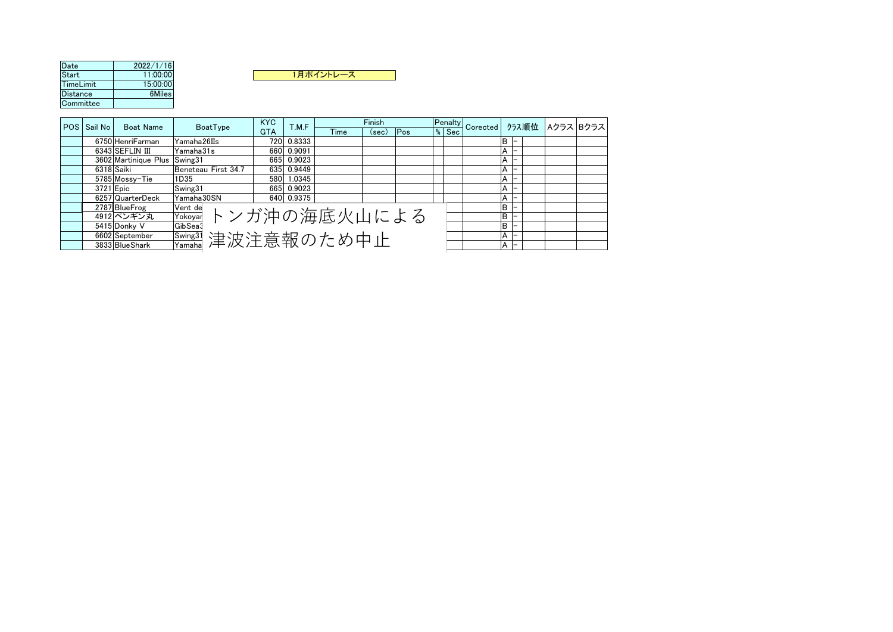| Date | 2022/1/16 |
|---|---|
| Start | 11:00:00 |
| TimeLimit | 15:00:00 |
| Distance | 6Miles |
| Committee | |

1月ポイントレース

| POS | Sail No | Boat Name | BoatType | KYC GTA | T.M.F | Finish | | | Penalty | | Corected | クラス順位 | | | Aクラス | Bクラス |
|---|---|---|---|---|---|---|---|---|---|---|---|---|---|---|---|---|
| | | | | | | Time | (sec) | Pos | % | Sec | | | | | | |
| | 6750 | HenriFarman | Yamaha26IIs | 720 | 0.8333 | | | | | | | B | – | | | |
| | 6343 | SEFLIN III | Yamaha31s | 660 | 0.9091 | | | | | | | A | – | | | |
| | 3602 | Martinique Plus | Swing31 | 665 | 0.9023 | | | | | | | A | – | | | |
| | 6318 | Saiki | Beneteau First 34.7 | 635 | 0.9449 | | | | | | | A | – | | | |
| | 5785 | Mossy–Tie | 1D35 | 580 | 1.0345 | | | | | | | A | – | | | |
| | 3721 | Epic | Swing31 | 665 | 0.9023 | | | | | | | A | – | | | |
| | 6257 | QuarterDeck | Yamaha30SN | 640 | 0.9375 | | | | | | | A | – | | | |
| | 2787 | BlueFrog | Vent de | | | | | | | | | B | – | | | |
| | 4912 | ペンギン丸 | Yokoyar | | | | | | | | | B | – | | | |
| | 5415 | Donky V | GibSea3 | | | | | | | | | B | – | | | |
| | 6602 | September | Swing31 | | | | | | | | | A | – | | | |
| | 3833 | BlueShark | Yamaha | | | | | | | | | A | – | | | |

トンガ沖の海底火山による津波注意報のため中止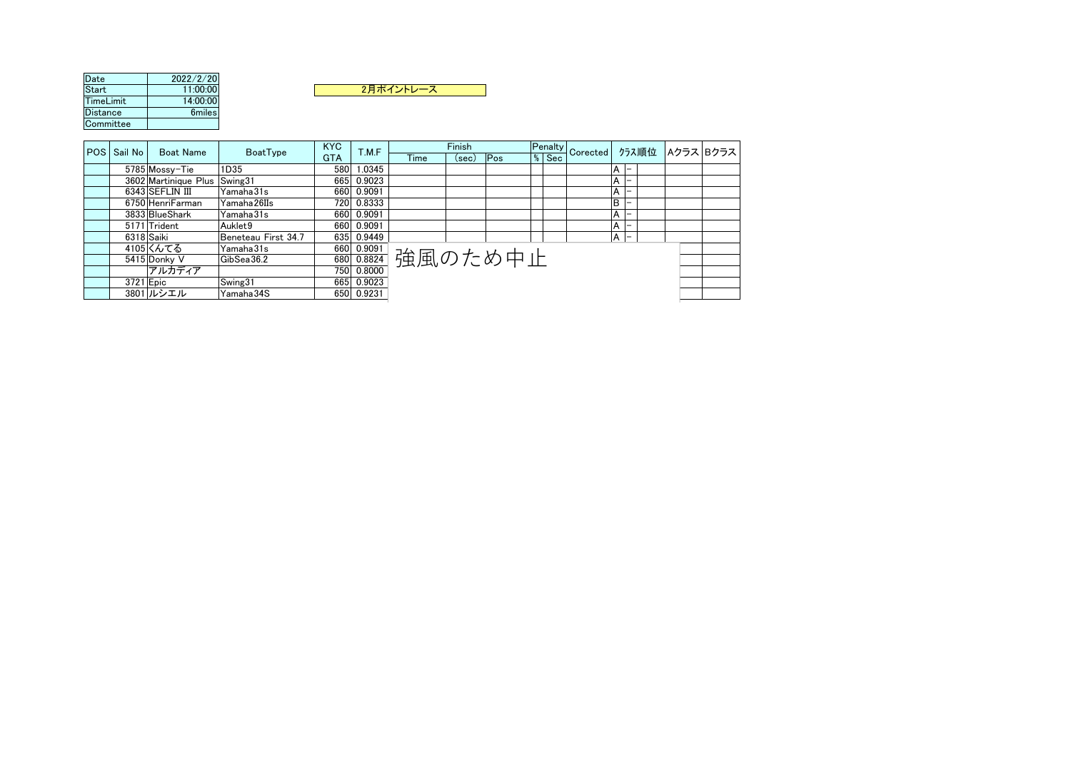| Date | 2022/2/20 |
|---|---|
| Start | 11:00:00 |
| TimeLimit | 14:00:00 |
| Distance | 6miles |
| Committee | |

2月ポイントレース

| POS | Sail No | Boat Name | BoatType | KYC GTA | T.M.F | Finish | | | Penalty | | Corected | ｸﾗｽ順位 | | | Aクラス | Bクラス |
|---|---|---|---|---|---|---|---|---|---|---|---|---|---|---|---|---|
| | | | | | | Time | (sec) | Pos | % | Sec | | | | | | |
| | 5785 | Mossy-Tie | 1D35 | 580 | 1.0345 | | | | | | | A | - | | | |
| | 3602 | Martinique Plus | Swing31 | 665 | 0.9023 | | | | | | | A | - | | | |
| | 6343 | SEFLIN III | Yamaha31s | 660 | 0.9091 | | | | | | | A | - | | | |
| | 6750 | HenriFarman | Yamaha26IIs | 720 | 0.8333 | | | | | | | B | - | | | |
| | 3833 | BlueShark | Yamaha31s | 660 | 0.9091 | | | | | | | A | - | | | |
| | 5171 | Trident | Auklet9 | 660 | 0.9091 | | | | | | | A | - | | | |
| | 6318 | Saiki | Beneteau First 34.7 | 635 | 0.9449 | | | | | | | A | - | | | |
| | 4105 | くんてる | Yamaha31s | 660 | 0.9091 | | | | | | | | | | | |
| | 5415 | Donky V | GibSea36.2 | 680 | 0.8824 | | | | | | | | | | | |
| | | アルカディア | | 750 | 0.8000 | | | | | | | | | | | |
| | 3721 | Epic | Swing31 | 665 | 0.9023 | | | | | | | | | | | |
| | 3801 | ルシエル | Yamaha34S | 650 | 0.9231 | | | | | | | | | | | |

強風のため中止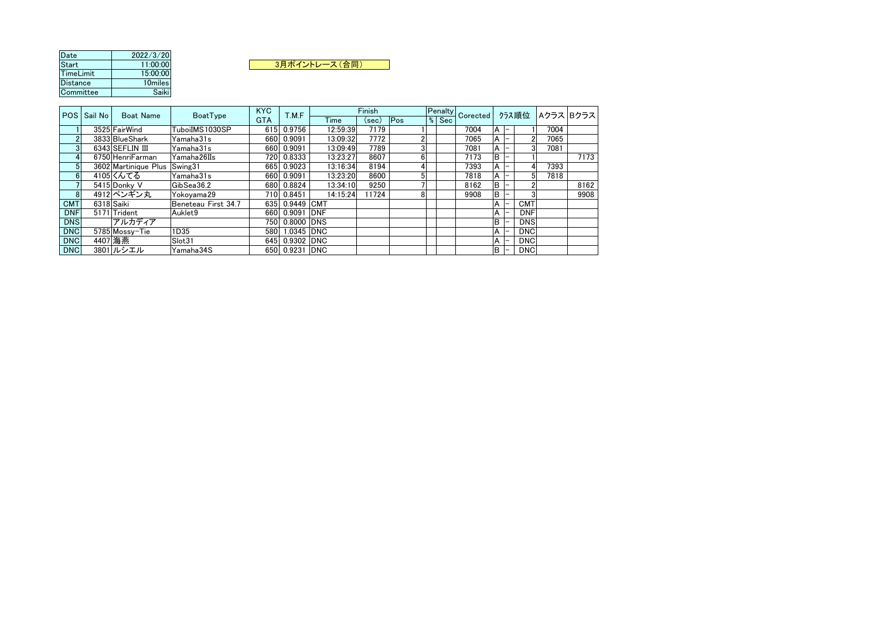| Date | 2022/3/20 |
|---|---|
| Start | 11:00:00 |
| TimeLimit | 15:00:00 |
| Distance | 10miles |
| Committee | Saiki |

**3月ポイントレース（合同）**

| POS | Sail No | Boat Name | BoatType | KYC GTA | T.M.F | Finish | | | Penalty | | Corected | ｸﾗｽ順位 | | | Aクラス | Bクラス |
|---|---|---|---|---|---|---|---|---|---|---|---|---|---|---|---|---|
| | | | | | | Time | (sec) | Pos | % | Sec | | | | | | |
| 1 | 3525 | FairWind | TuboiIMS1030SP | 615 | 0.9756 | 12:59:39 | 7179 | 1 | | | 7004 | A | − | 1 | 7004 | |
| 2 | 3833 | BlueShark | Yamaha31s | 660 | 0.9091 | 13:09:32 | 7772 | 2 | | | 7065 | A | − | 2 | 7065 | |
| 3 | 6343 | SEFLIN III | Yamaha31s | 660 | 0.9091 | 13:09:49 | 7789 | 3 | | | 7081 | A | − | 3 | 7081 | |
| 4 | 6750 | HenriFarman | Yamaha26IIs | 720 | 0.8333 | 13:23:27 | 8607 | 6 | | | 7173 | B | − | 1 | | 7173 |
| 5 | 3602 | Martinique Plus | Swing31 | 665 | 0.9023 | 13:16:34 | 8194 | 4 | | | 7393 | A | − | 4 | 7393 | |
| 6 | 4105 | くんてる | Yamaha31s | 660 | 0.9091 | 13:23:20 | 8600 | 5 | | | 7818 | A | − | 5 | 7818 | |
| 7 | 5415 | Donky V | GibSea36.2 | 680 | 0.8824 | 13:34:10 | 9250 | 7 | | | 8162 | B | − | 2 | | 8162 |
| 8 | 4912 | ペンギン丸 | Yokoyama29 | 710 | 0.8451 | 14:15:24 | 11724 | 8 | | | 9908 | B | − | 3 | | 9908 |
| CMT | 6318 | Saiki | Beneteau First 34.7 | 635 | 0.9449 | CMT | | | | | | A | − | CMT | | |
| DNF | 5171 | Trident | Auklet9 | 660 | 0.9091 | DNF | | | | | | A | − | DNF | | |
| DNS | | アルカディア | | 750 | 0.8000 | DNS | | | | | | B | − | DNS | | |
| DNC | 5785 | Mossy-Tie | 1D35 | 580 | 1.0345 | DNC | | | | | | A | − | DNC | | |
| DNC | 4407 | 海燕 | Slot31 | 645 | 0.9302 | DNC | | | | | | A | − | DNC | | |
| DNC | 3801 | ルシエル | Yamaha34S | 650 | 0.9231 | DNC | | | | | | B | − | DNC | | |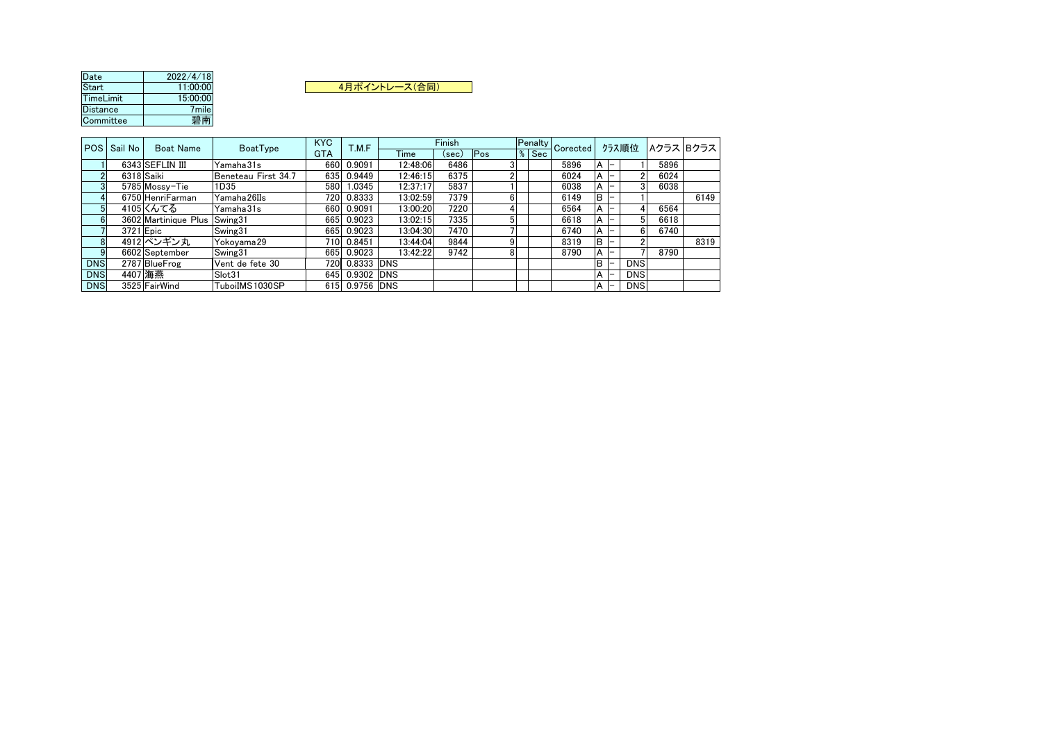| Date | 2022/4/18 |
|---|---|
| Start | 11:00:00 |
| TimeLimit | 15:00:00 |
| Distance | 7mile |
| Committee | 碧南 |

**4月ポイントレース(合同)**

| POS | Sail No | Boat Name | BoatType | KYC GTA | T.M.F | Finish | | | Penalty | | Corected | クラス順位 | | | Aクラス | Bクラス |
|---|---|---|---|---|---|---|---|---|---|---|---|---|---|---|---|---|
| | | | | | | Time | (sec) | Pos | % | Sec | | | | | | |
| 1 | 6343 | SEFLIN III | Yamaha31s | 660 | 0.9091 | 12:48:06 | 6486 | 3 | | | 5896 | A | – | 1 | 5896 | |
| 2 | 6318 | Saiki | Beneteau First 34.7 | 635 | 0.9449 | 12:46:15 | 6375 | 2 | | | 6024 | A | – | 2 | 6024 | |
| 3 | 5785 | Mossy-Tie | 1D35 | 580 | 1.0345 | 12:37:17 | 5837 | 1 | | | 6038 | A | – | 3 | 6038 | |
| 4 | 6750 | HenriFarman | Yamaha26IIs | 720 | 0.8333 | 13:02:59 | 7379 | 6 | | | 6149 | B | – | 1 | | 6149 |
| 5 | 4105 | くんてる | Yamaha31s | 660 | 0.9091 | 13:00:20 | 7220 | 4 | | | 6564 | A | – | 4 | 6564 | |
| 6 | 3602 | Martinique Plus | Swing31 | 665 | 0.9023 | 13:02:15 | 7335 | 5 | | | 6618 | A | – | 5 | 6618 | |
| 7 | 3721 | Epic | Swing31 | 665 | 0.9023 | 13:04:30 | 7470 | 7 | | | 6740 | A | – | 6 | 6740 | |
| 8 | 4912 | ペンギン丸 | Yokoyama29 | 710 | 0.8451 | 13:44:04 | 9844 | 9 | | | 8319 | B | – | 2 | | 8319 |
| 9 | 6602 | September | Swing31 | 665 | 0.9023 | 13:42:22 | 9742 | 8 | | | 8790 | A | – | 7 | 8790 | |
| DNS | 2787 | BlueFrog | Vent de fete 30 | 720 | 0.8333 | DNS | | | | | | B | – | DNS | | |
| DNS | 4407 | 海燕 | Slot31 | 645 | 0.9302 | DNS | | | | | | A | – | DNS | | |
| DNS | 3525 | FairWind | TuboiIMS1030SP | 615 | 0.9756 | DNS | | | | | | A | – | DNS | | |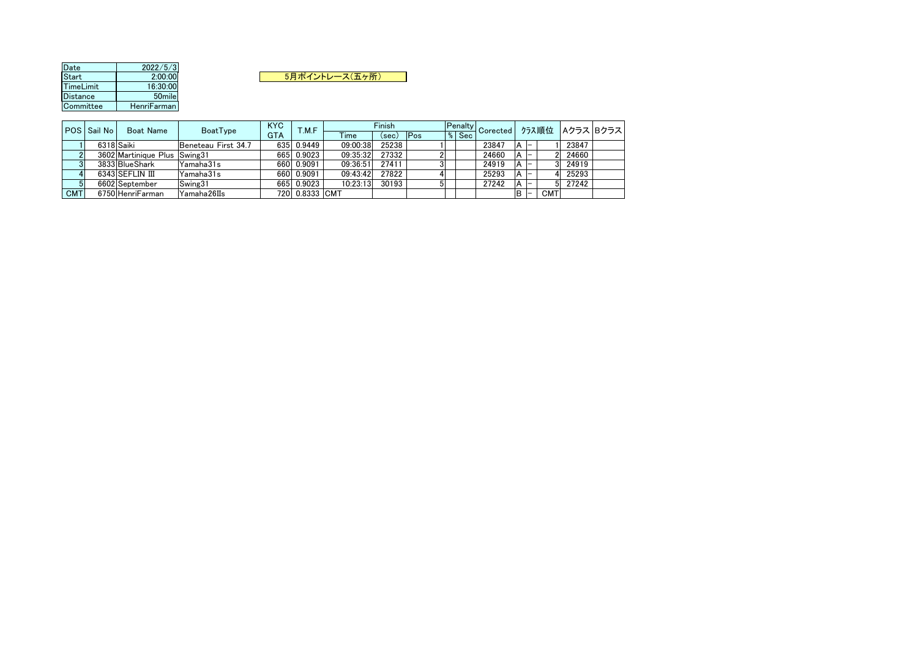| Date | 2022/5/3 |
|---|---|
| Start | 2:00:00 |
| TimeLimit | 16:30:00 |
| Distance | 50mile |
| Committee | HenriFarman |

5月ポイントレース(五ヶ所)

| POS | Sail No | Boat Name | BoatType | KYC GTA | T.M.F | Finish | | | Penalty | | Corected | クラス順位 | | | Aクラス | Bクラス |
|---|---|---|---|---|---|---|---|---|---|---|---|---|---|---|---|---|
| | | | | | | Time | (sec) | Pos | % | Sec | | | | | | |
| 1 | 6318 | Saiki | Beneteau First 34.7 | 635 | 0.9449 | 09:00:38 | 25238 | 1 | | | 23847 | A | – | 1 | 23847 | |
| 2 | 3602 | Martinique Plus | Swing31 | 665 | 0.9023 | 09:35:32 | 27332 | 2 | | | 24660 | A | – | 2 | 24660 | |
| 3 | 3833 | BlueShark | Yamaha31s | 660 | 0.9091 | 09:36:51 | 27411 | 3 | | | 24919 | A | – | 3 | 24919 | |
| 4 | 6343 | SEFLIN Ⅲ | Yamaha31s | 660 | 0.9091 | 09:43:42 | 27822 | 4 | | | 25293 | A | – | 4 | 25293 | |
| 5 | 6602 | September | Swing31 | 665 | 0.9023 | 10:23:13 | 30193 | 5 | | | 27242 | A | – | 5 | 27242 | |
| CMT | 6750 | HenriFarman | Yamaha26IIs | 720 | 0.8333 | CMT | | | | | | B | – | CMT | | |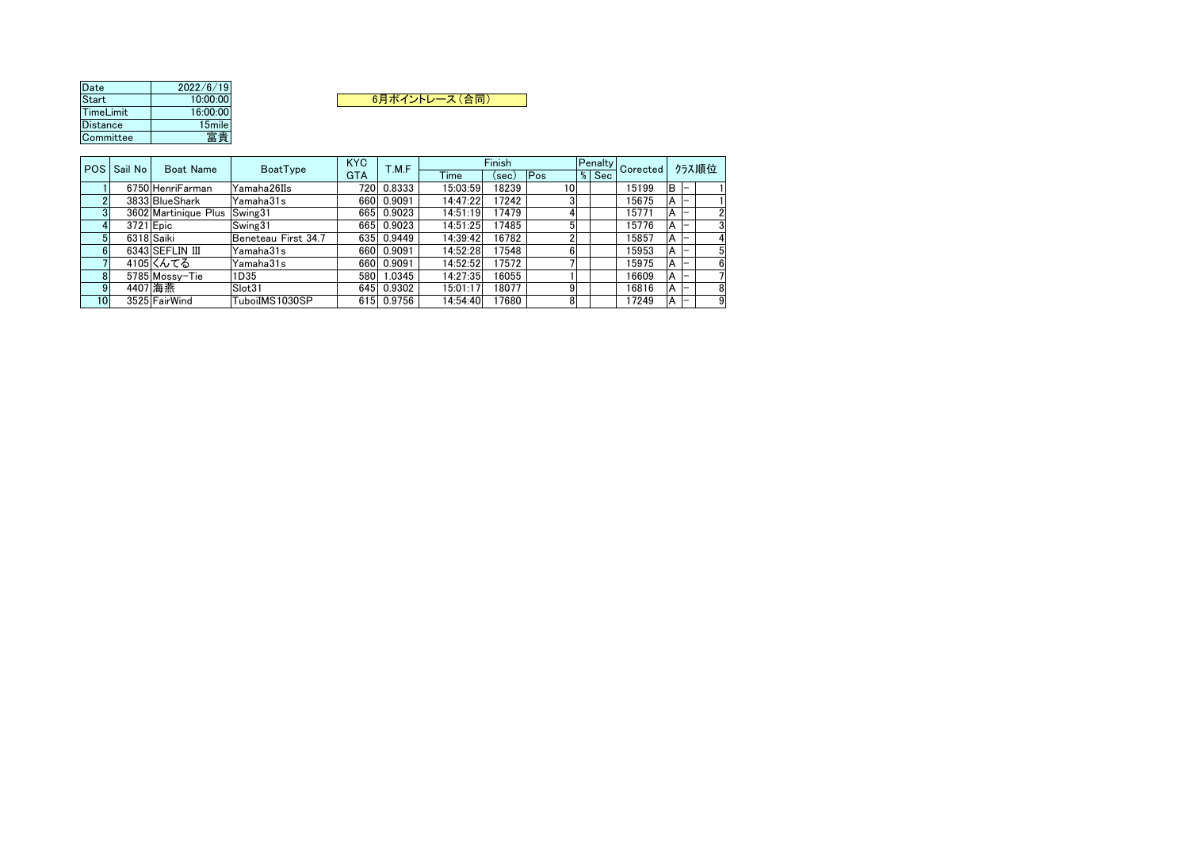| | |
|---|---|
| Date | 2022/6/19 |
| Start | 10:00:00 |
| TimeLimit | 16:00:00 |
| Distance | 15mile |
| Committee | 富貴 |

# 6月ポイントレース（合同）

| POS | Sail No | Boat Name | BoatType | KYC GTA | T.M.F | Finish | | | Penalty | | Corected | ｸﾗｽ順位 | | |
|---|---|---|---|---|---|---|---|---|---|---|---|---|---|---|
| | | | | | | Time | (sec) | Pos | % | Sec | | | | |
| 1 | 6750 | HenriFarman | Yamaha26IIs | 720 | 0.8333 | 15:03:59 | 18239 | 10 | | | 15199 | B | – | 1 |
| 2 | 3833 | BlueShark | Yamaha31s | 660 | 0.9091 | 14:47:22 | 17242 | 3 | | | 15675 | A | – | 1 |
| 3 | 3602 | Martinique Plus | Swing31 | 665 | 0.9023 | 14:51:19 | 17479 | 4 | | | 15771 | A | – | 2 |
| 4 | 3721 | Epic | Swing31 | 665 | 0.9023 | 14:51:25 | 17485 | 5 | | | 15776 | A | – | 3 |
| 5 | 6318 | Saiki | Beneteau First 34.7 | 635 | 0.9449 | 14:39:42 | 16782 | 2 | | | 15857 | A | – | 4 |
| 6 | 6343 | SEFLIN III | Yamaha31s | 660 | 0.9091 | 14:52:28 | 17548 | 6 | | | 15953 | A | – | 5 |
| 7 | 4105 | くんてる | Yamaha31s | 660 | 0.9091 | 14:52:52 | 17572 | 7 | | | 15975 | A | – | 6 |
| 8 | 5785 | Mossy-Tie | 1D35 | 580 | 1.0345 | 14:27:35 | 16055 | 1 | | | 16609 | A | – | 7 |
| 9 | 4407 | 海燕 | Slot31 | 645 | 0.9302 | 15:01:17 | 18077 | 9 | | | 16816 | A | – | 8 |
| 10 | 3525 | FairWind | TuboiIMS1030SP | 615 | 0.9756 | 14:54:40 | 17680 | 8 | | | 17249 | A | – | 9 |